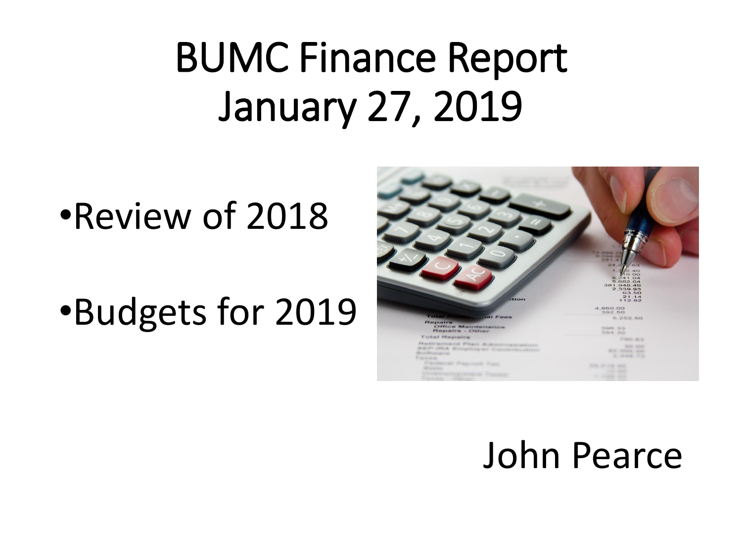# BUMC Finance Report
# January 27, 2019

- Review of 2018
- Budgets for 2019

John Pearce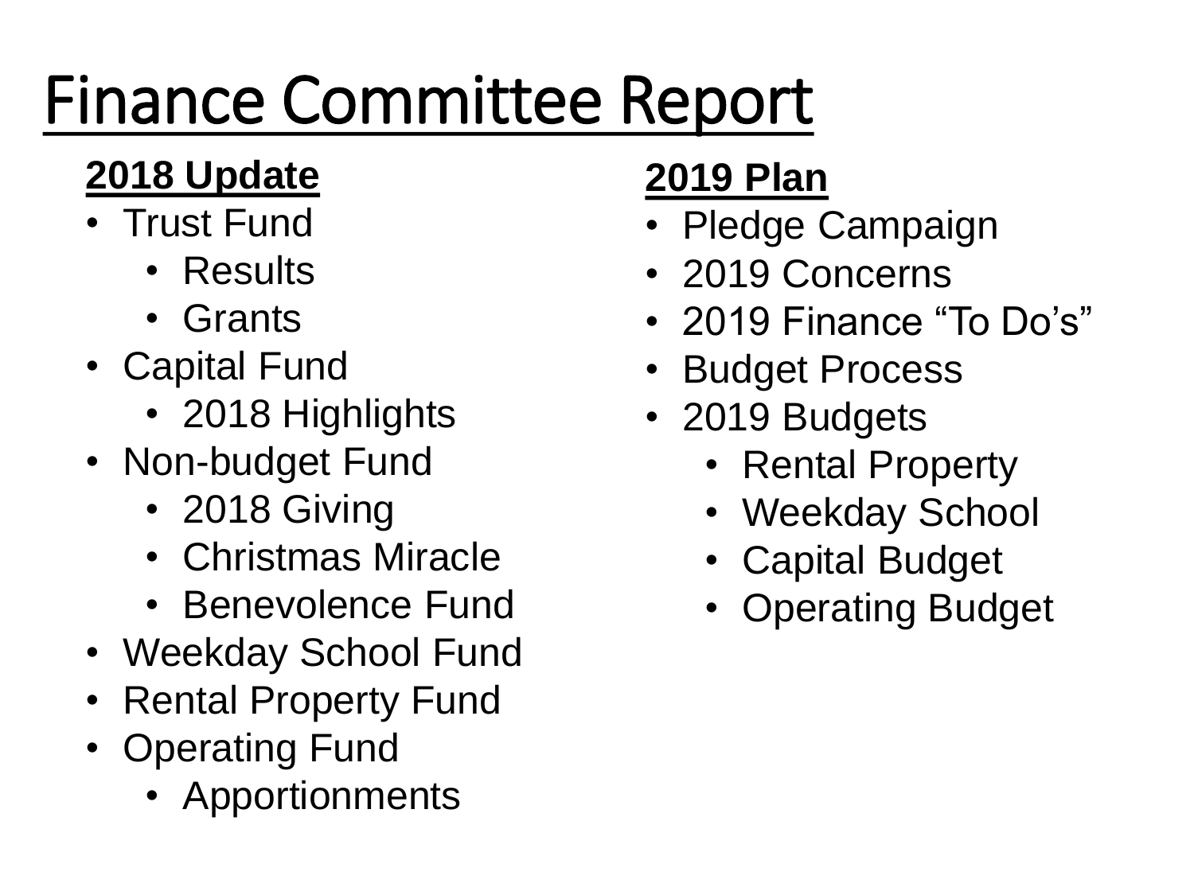# Finance Committee Report

## 2018 Update

- Trust Fund
  - Results
  - Grants
- Capital Fund
  - 2018 Highlights
- Non-budget Fund
  - 2018 Giving
  - Christmas Miracle
  - Benevolence Fund
- Weekday School Fund
- Rental Property Fund
- Operating Fund
  - Apportionments

## 2019 Plan

- Pledge Campaign
- 2019 Concerns
- 2019 Finance "To Do's"
- Budget Process
- 2019 Budgets
  - Rental Property
  - Weekday School
  - Capital Budget
  - Operating Budget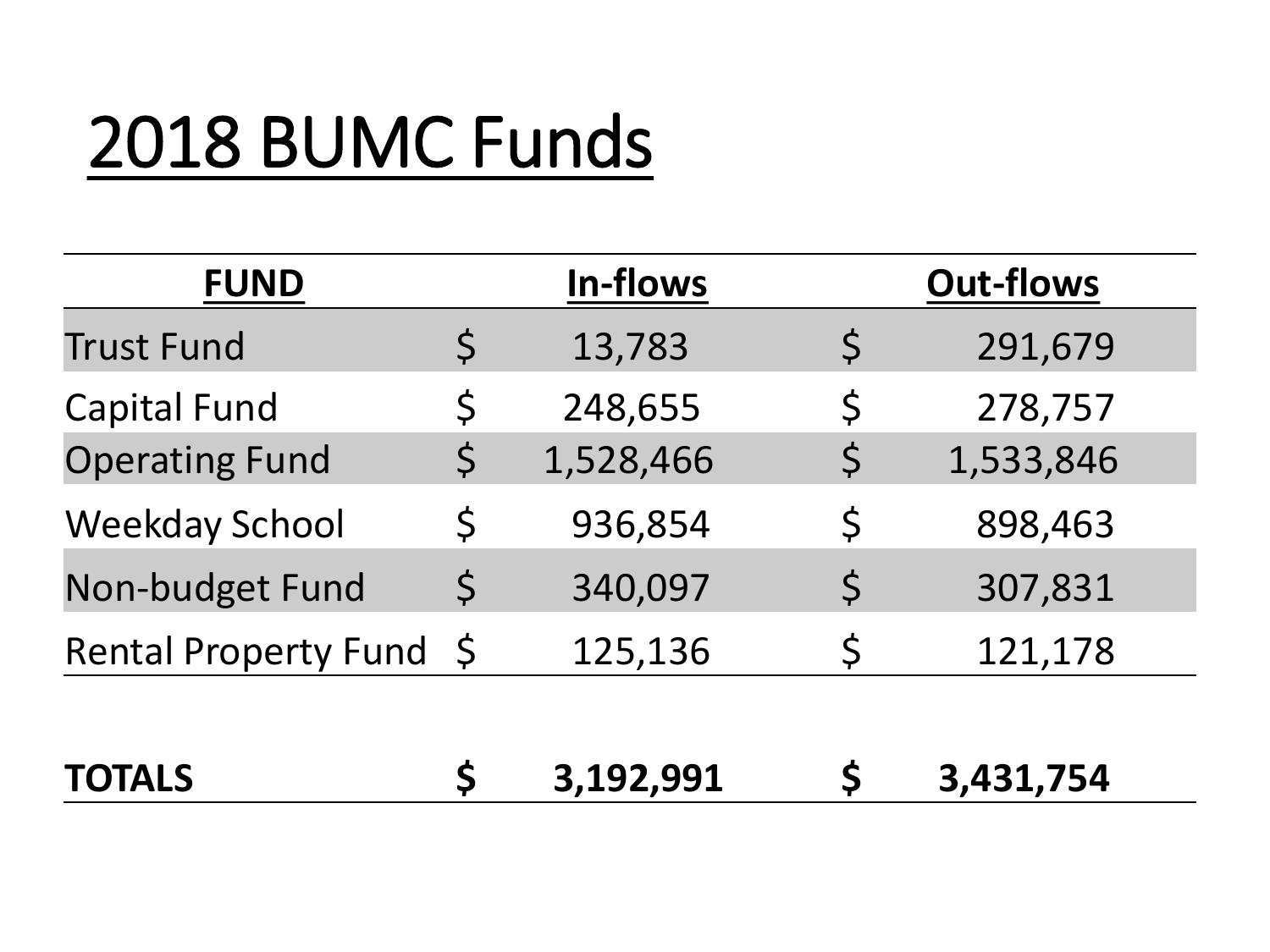# 2018 BUMC Funds

| FUND | In-flows | Out-flows |
| --- | --- | --- |
| Trust Fund | $ 13,783 | $ 291,679 |
| Capital Fund | $ 248,655 | $ 278,757 |
| Operating Fund | $ 1,528,466 | $ 1,533,846 |
| Weekday School | $ 936,854 | $ 898,463 |
| Non-budget Fund | $ 340,097 | $ 307,831 |
| Rental Property Fund | $ 125,136 | $ 121,178 |
| **TOTALS** | **$ 3,192,991** | **$ 3,431,754** |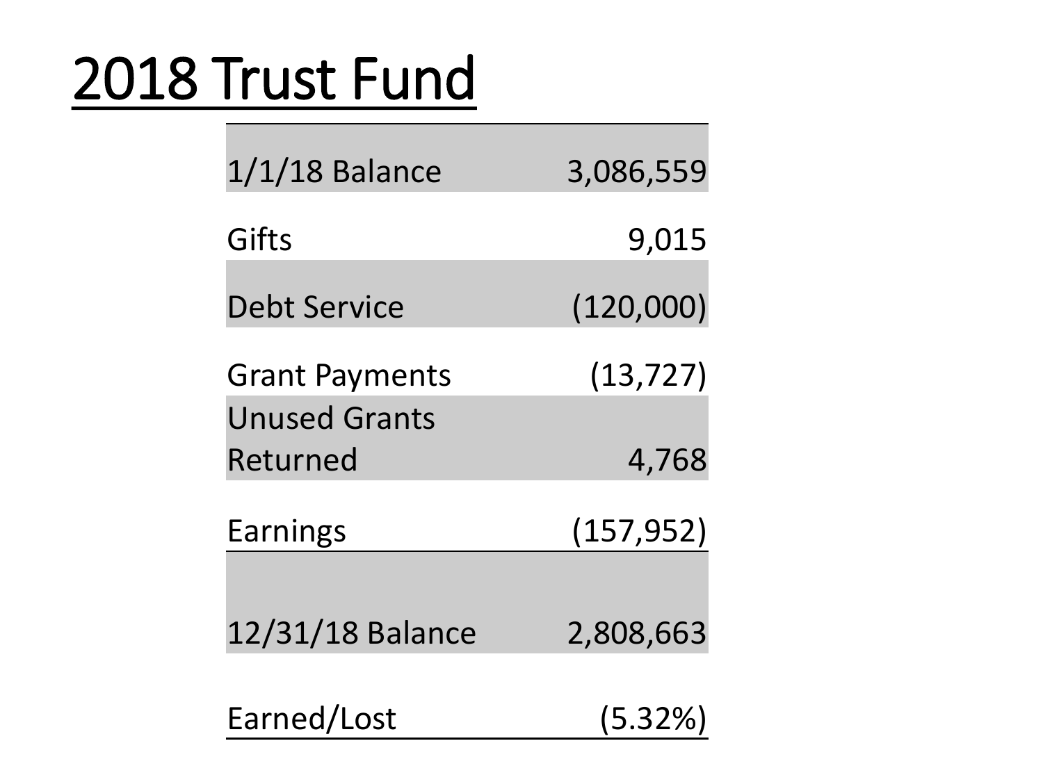# 2018 Trust Fund

| | |
|---|---:|
| 1/1/18 Balance | 3,086,559 |
| Gifts | 9,015 |
| Debt Service | (120,000) |
| Grant Payments | (13,727) |
| Unused Grants Returned | 4,768 |
| Earnings | (157,952) |
| 12/31/18 Balance | 2,808,663 |
| Earned/Lost | (5.32%) |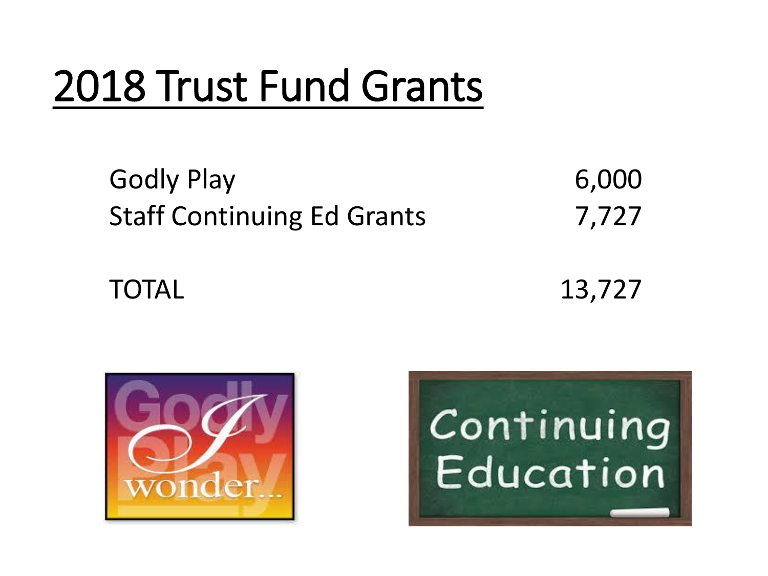# 2018 Trust Fund Grants

| | |
|---|---:|
| Godly Play | 6,000 |
| Staff Continuing Ed Grants | 7,727 |
| TOTAL | 13,727 |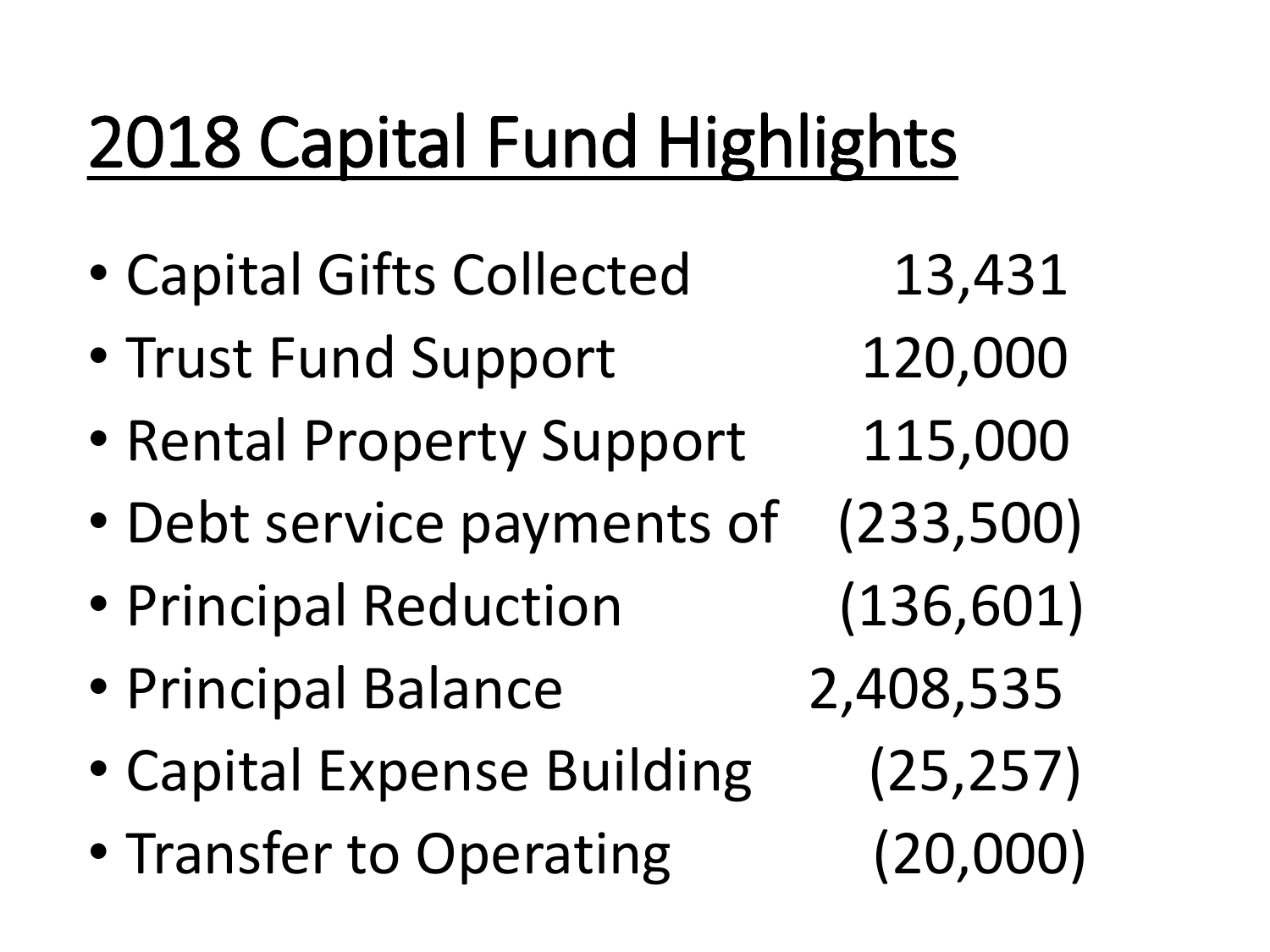# 2018 Capital Fund Highlights

- Capital Gifts Collected 13,431
- Trust Fund Support 120,000
- Rental Property Support 115,000
- Debt service payments of (233,500)
- Principal Reduction (136,601)
- Principal Balance 2,408,535
- Capital Expense Building (25,257)
- Transfer to Operating (20,000)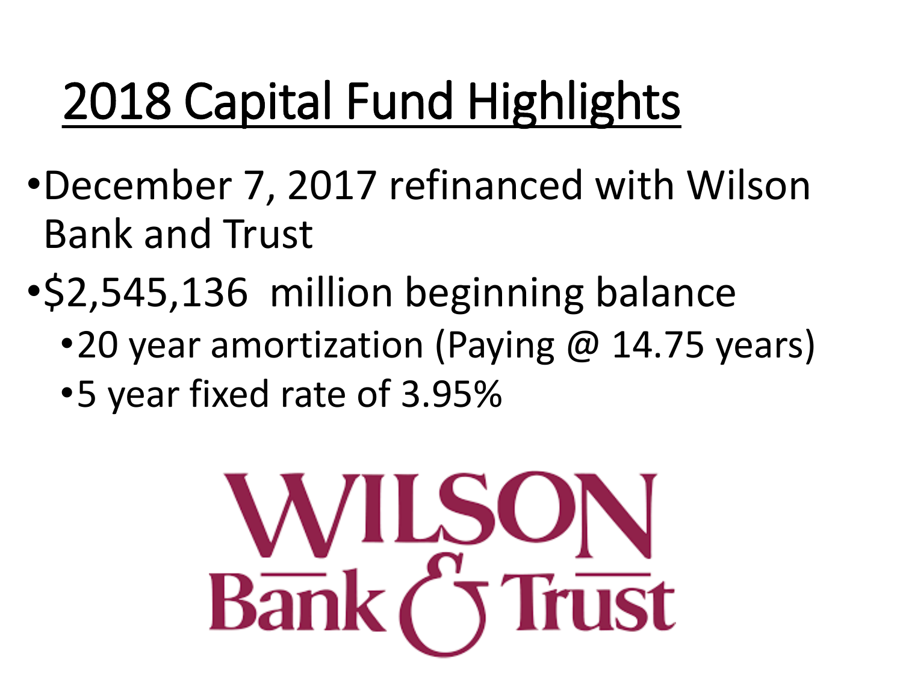# 2018 Capital Fund Highlights

- December 7, 2017 refinanced with Wilson Bank and Trust
- $2,545,136 million beginning balance
  - 20 year amortization (Paying @ 14.75 years)
  - 5 year fixed rate of 3.95%

WILSON Bank & Trust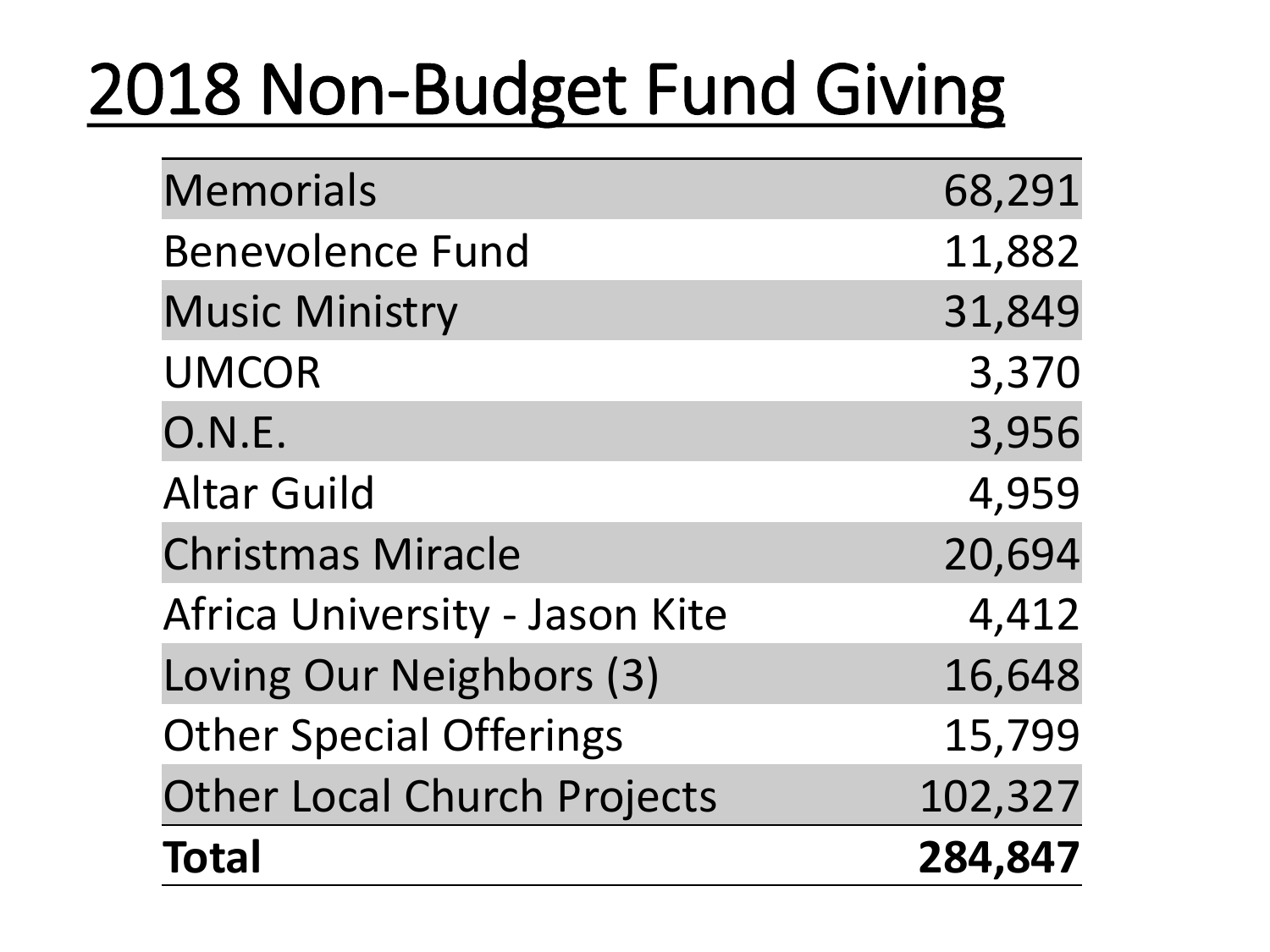# 2018 Non-Budget Fund Giving

| | |
|---|---:|
| Memorials | 68,291 |
| Benevolence Fund | 11,882 |
| Music Ministry | 31,849 |
| UMCOR | 3,370 |
| O.N.E. | 3,956 |
| Altar Guild | 4,959 |
| Christmas Miracle | 20,694 |
| Africa University - Jason Kite | 4,412 |
| Loving Our Neighbors (3) | 16,648 |
| Other Special Offerings | 15,799 |
| Other Local Church Projects | 102,327 |
| **Total** | **284,847** |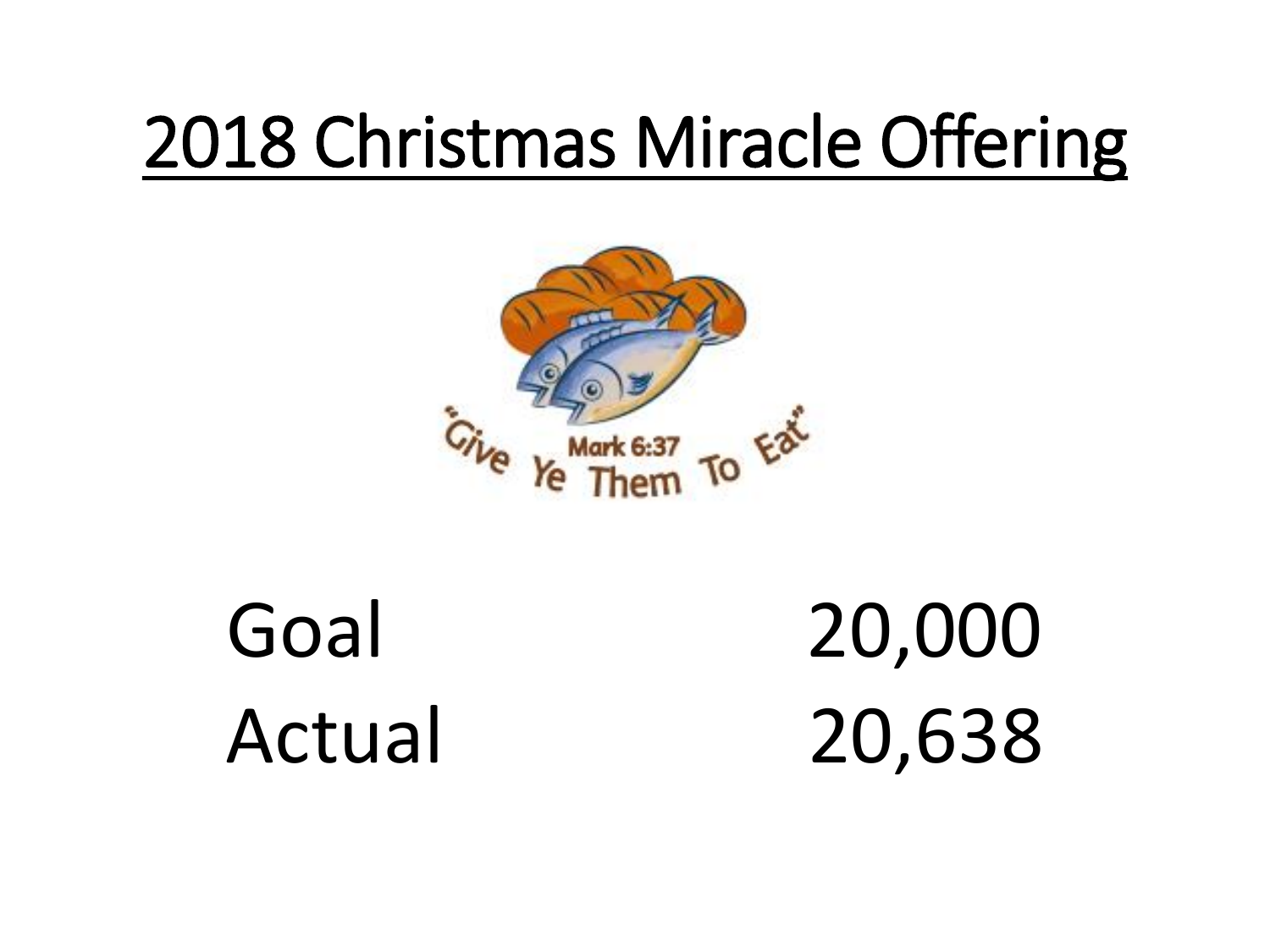# 2018 Christmas Miracle Offering

"Give Ye Them To Eat"
Mark 6:37

| | |
|---|---|
| Goal | 20,000 |
| Actual | 20,638 |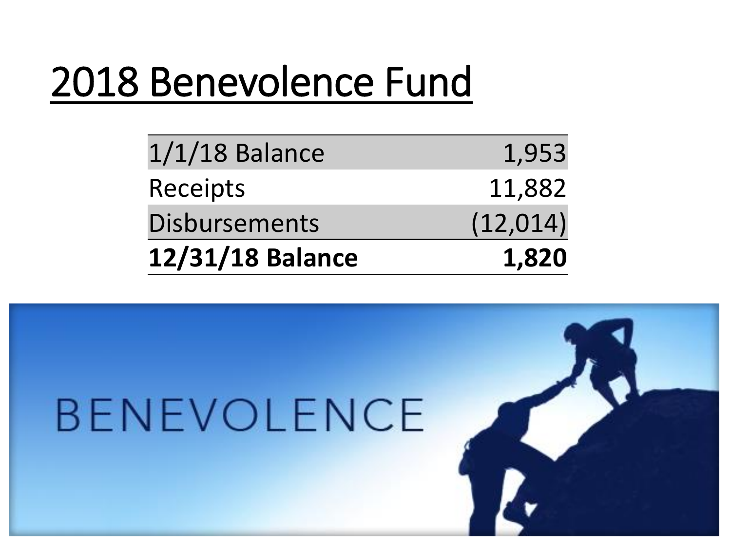# 2018 Benevolence Fund

| | |
|---|---:|
| 1/1/18 Balance | 1,953 |
| Receipts | 11,882 |
| Disbursements | (12,014) |
| **12/31/18 Balance** | **1,820** |

BENEVOLENCE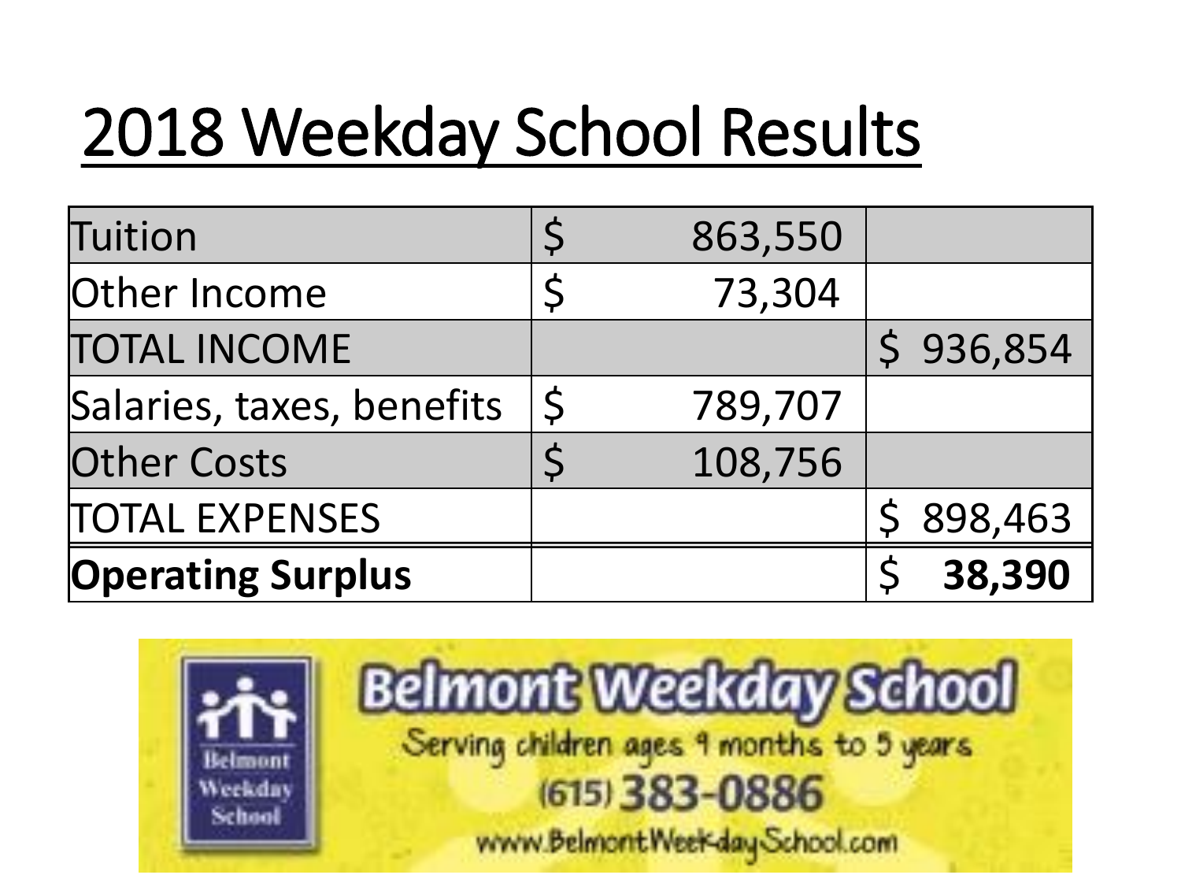# 2018 Weekday School Results

| | | |
|---|---|---|
| Tuition | $ 863,550 | |
| Other Income | $ 73,304 | |
| TOTAL INCOME | | $ 936,854 |
| Salaries, taxes, benefits | $ 789,707 | |
| Other Costs | $ 108,756 | |
| TOTAL EXPENSES | | $ 898,463 |
| **Operating Surplus** | | $ **38,390** |

Belmont Weekday School

Serving children ages 9 months to 5 years

(615) 383-0886

www.BelmontWeekdaySchool.com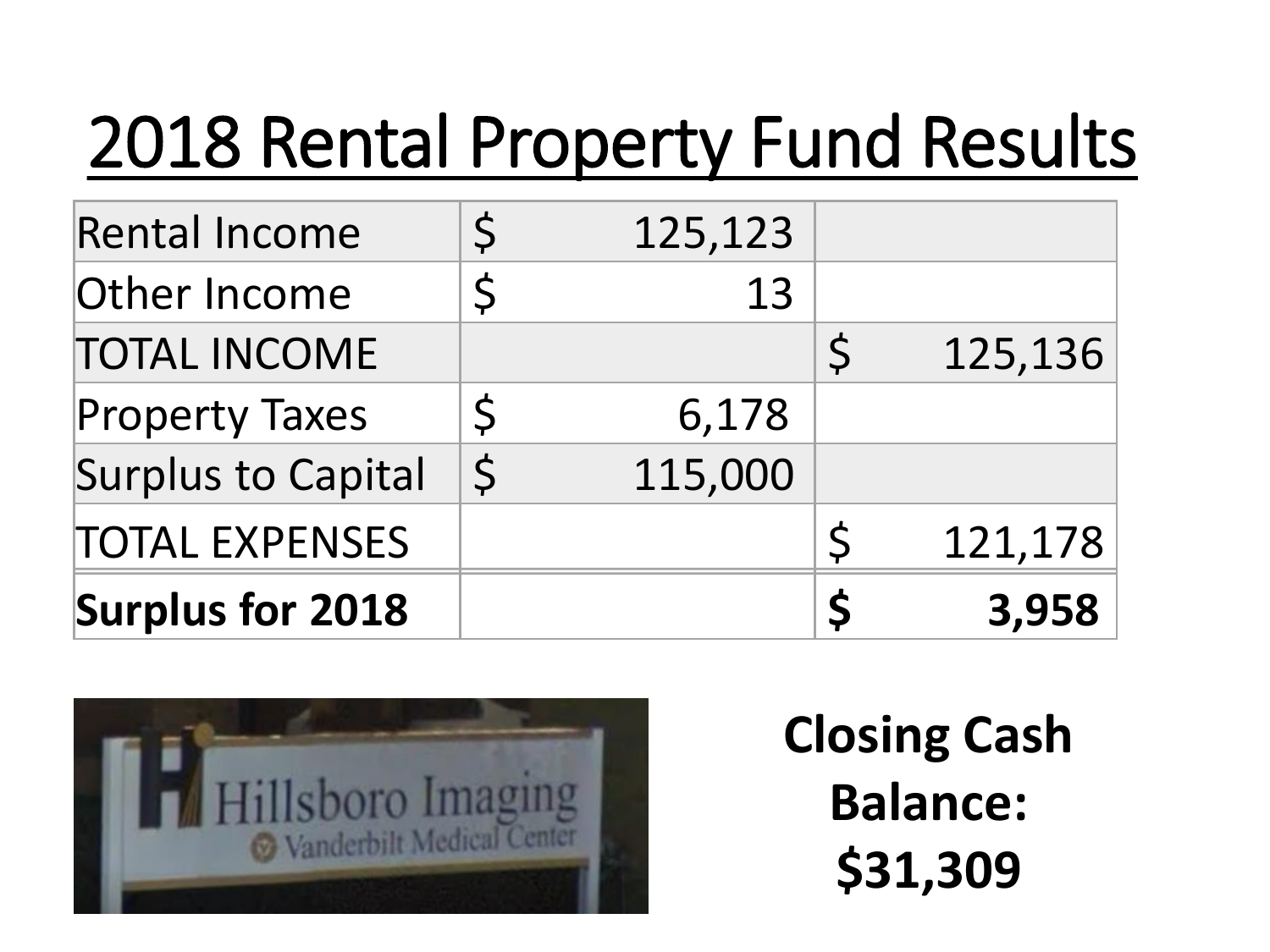# 2018 Rental Property Fund Results

| | | |
|---|---|---|
| Rental Income | $ 125,123 | |
| Other Income | $ 13 | |
| TOTAL INCOME | | $ 125,136 |
| Property Taxes | $ 6,178 | |
| Surplus to Capital | $ 115,000 | |
| TOTAL EXPENSES | | $ 121,178 |
| **Surplus for 2018** | | **$ 3,958** |

**Closing Cash Balance: $31,309**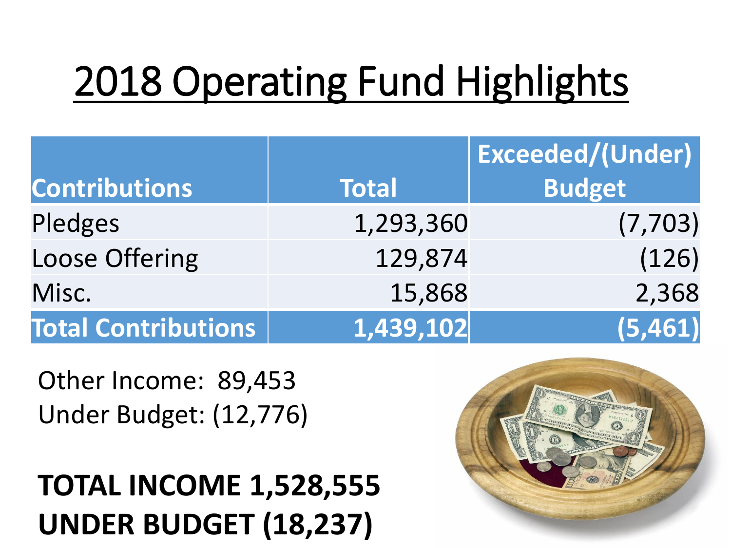# 2018 Operating Fund Highlights

| Contributions | Total | Exceeded/(Under) Budget |
|---|---|---|
| Pledges | 1,293,360 | (7,703) |
| Loose Offering | 129,874 | (126) |
| Misc. | 15,868 | 2,368 |
| **Total Contributions** | **1,439,102** | **(5,461)** |

Other Income: 89,453
Under Budget: (12,776)

**TOTAL INCOME 1,528,555**
**UNDER BUDGET (18,237)**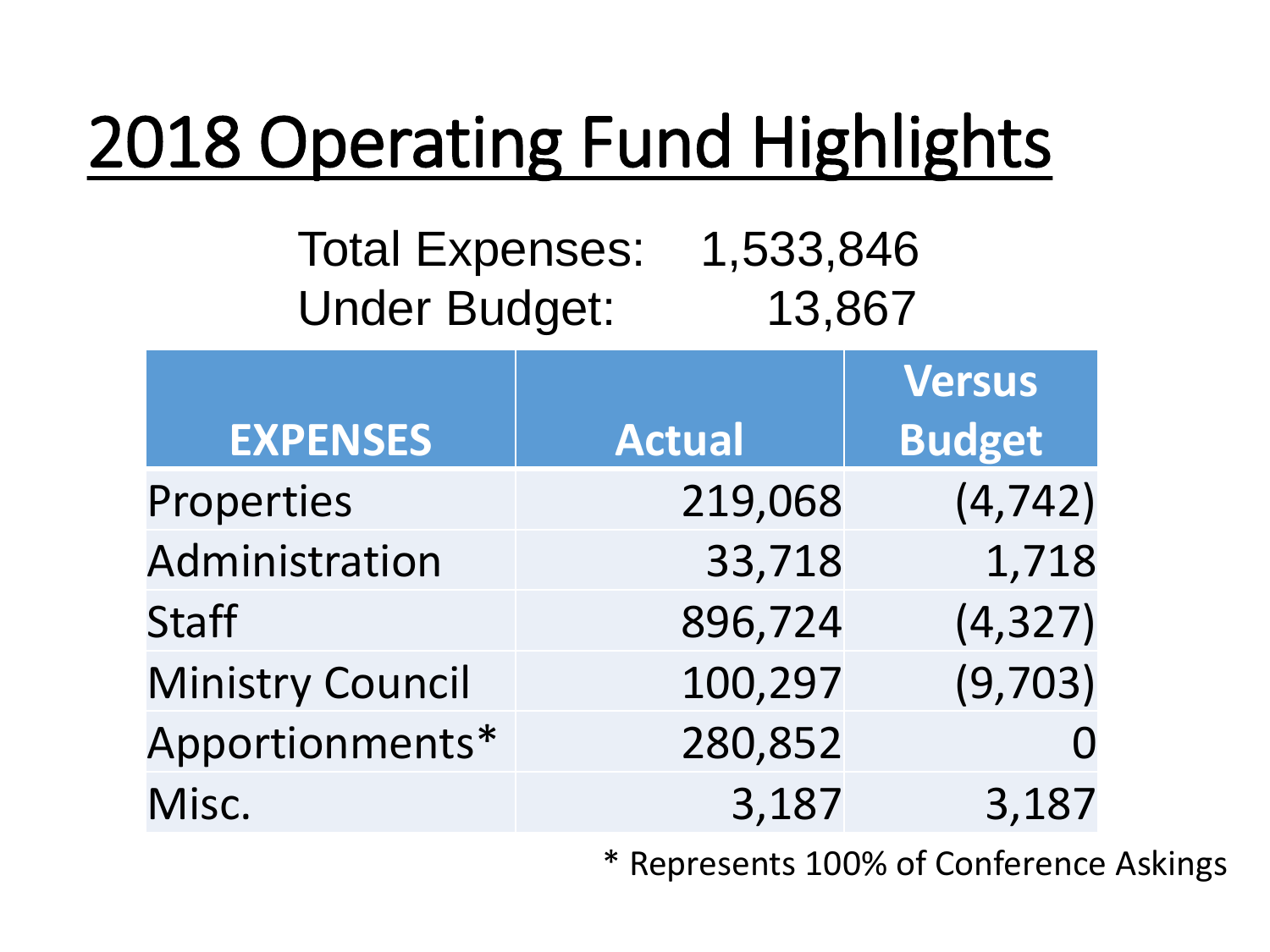# 2018 Operating Fund Highlights

Total Expenses: 1,533,846
Under Budget: 13,867

| EXPENSES | Actual | Versus Budget |
|---|---|---|
| Properties | 219,068 | (4,742) |
| Administration | 33,718 | 1,718 |
| Staff | 896,724 | (4,327) |
| Ministry Council | 100,297 | (9,703) |
| Apportionments* | 280,852 | 0 |
| Misc. | 3,187 | 3,187 |

\* Represents 100% of Conference Askings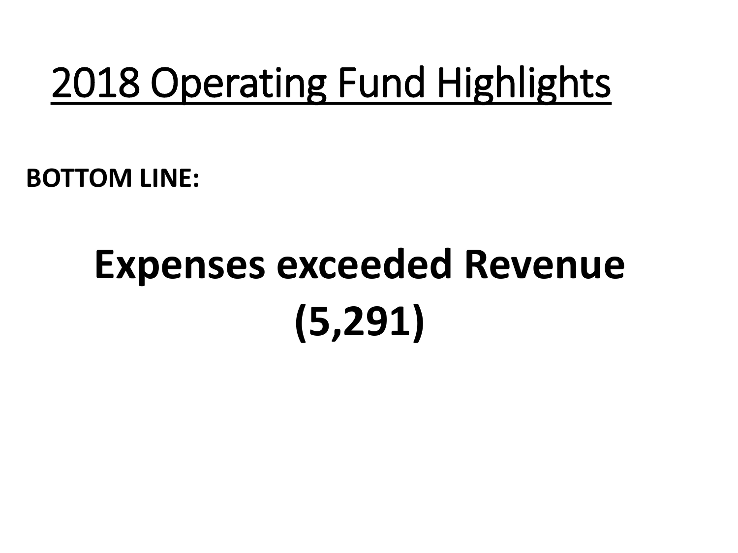# 2018 Operating Fund Highlights

**BOTTOM LINE:**

**Expenses exceeded Revenue**

**(5,291)**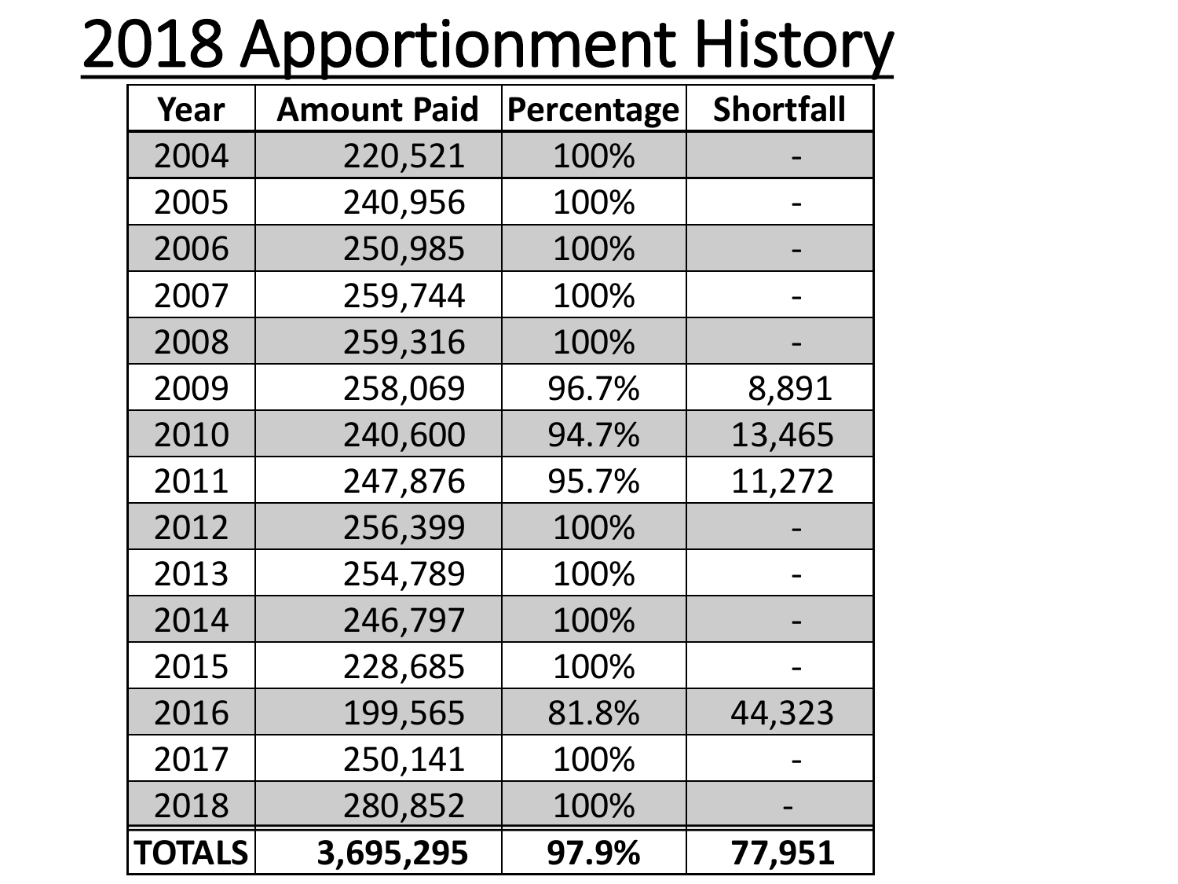# 2018 Apportionment History

| Year | Amount Paid | Percentage | Shortfall |
|---|---|---|---|
| 2004 | 220,521 | 100% | - |
| 2005 | 240,956 | 100% | - |
| 2006 | 250,985 | 100% | - |
| 2007 | 259,744 | 100% | - |
| 2008 | 259,316 | 100% | - |
| 2009 | 258,069 | 96.7% | 8,891 |
| 2010 | 240,600 | 94.7% | 13,465 |
| 2011 | 247,876 | 95.7% | 11,272 |
| 2012 | 256,399 | 100% | - |
| 2013 | 254,789 | 100% | - |
| 2014 | 246,797 | 100% | - |
| 2015 | 228,685 | 100% | - |
| 2016 | 199,565 | 81.8% | 44,323 |
| 2017 | 250,141 | 100% | - |
| 2018 | 280,852 | 100% | - |
| **TOTALS** | **3,695,295** | **97.9%** | **77,951** |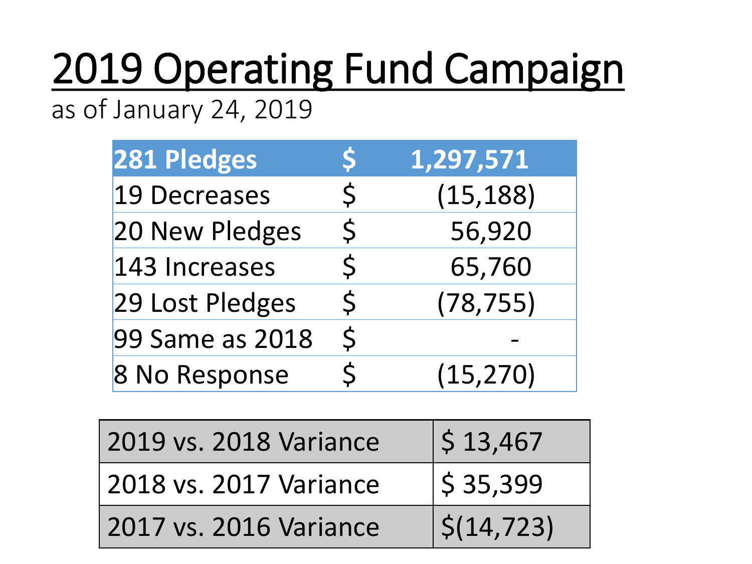# 2019 Operating Fund Campaign

as of January 24, 2019

| 281 Pledges | $ | 1,297,571 |
|---|---|---|
| 19 Decreases | $ | (15,188) |
| 20 New Pledges | $ | 56,920 |
| 143 Increases | $ | 65,760 |
| 29 Lost Pledges | $ | (78,755) |
| 99 Same as 2018 | $ | - |
| 8 No Response | $ | (15,270) |

| | |
|---|---|
| 2019 vs. 2018 Variance | $ 13,467 |
| 2018 vs. 2017 Variance | $ 35,399 |
| 2017 vs. 2016 Variance | $(14,723) |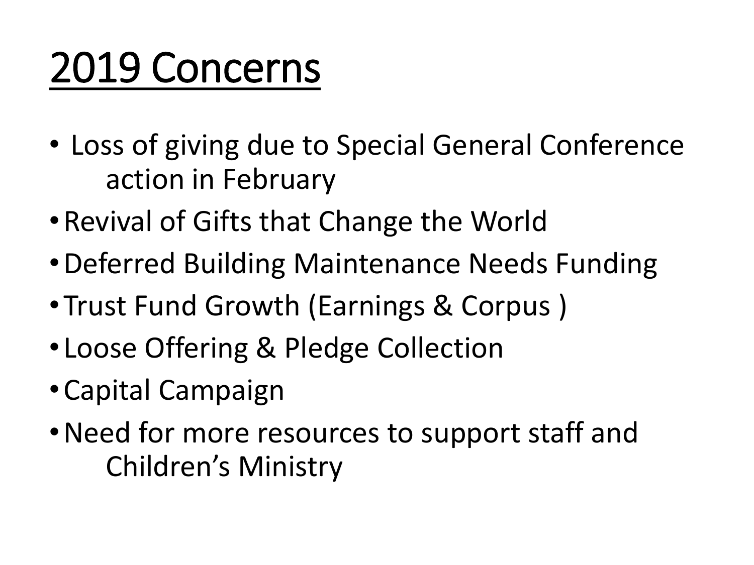# 2019 Concerns

- Loss of giving due to Special General Conference action in February
- Revival of Gifts that Change the World
- Deferred Building Maintenance Needs Funding
- Trust Fund Growth (Earnings & Corpus )
- Loose Offering & Pledge Collection
- Capital Campaign
- Need for more resources to support staff and Children's Ministry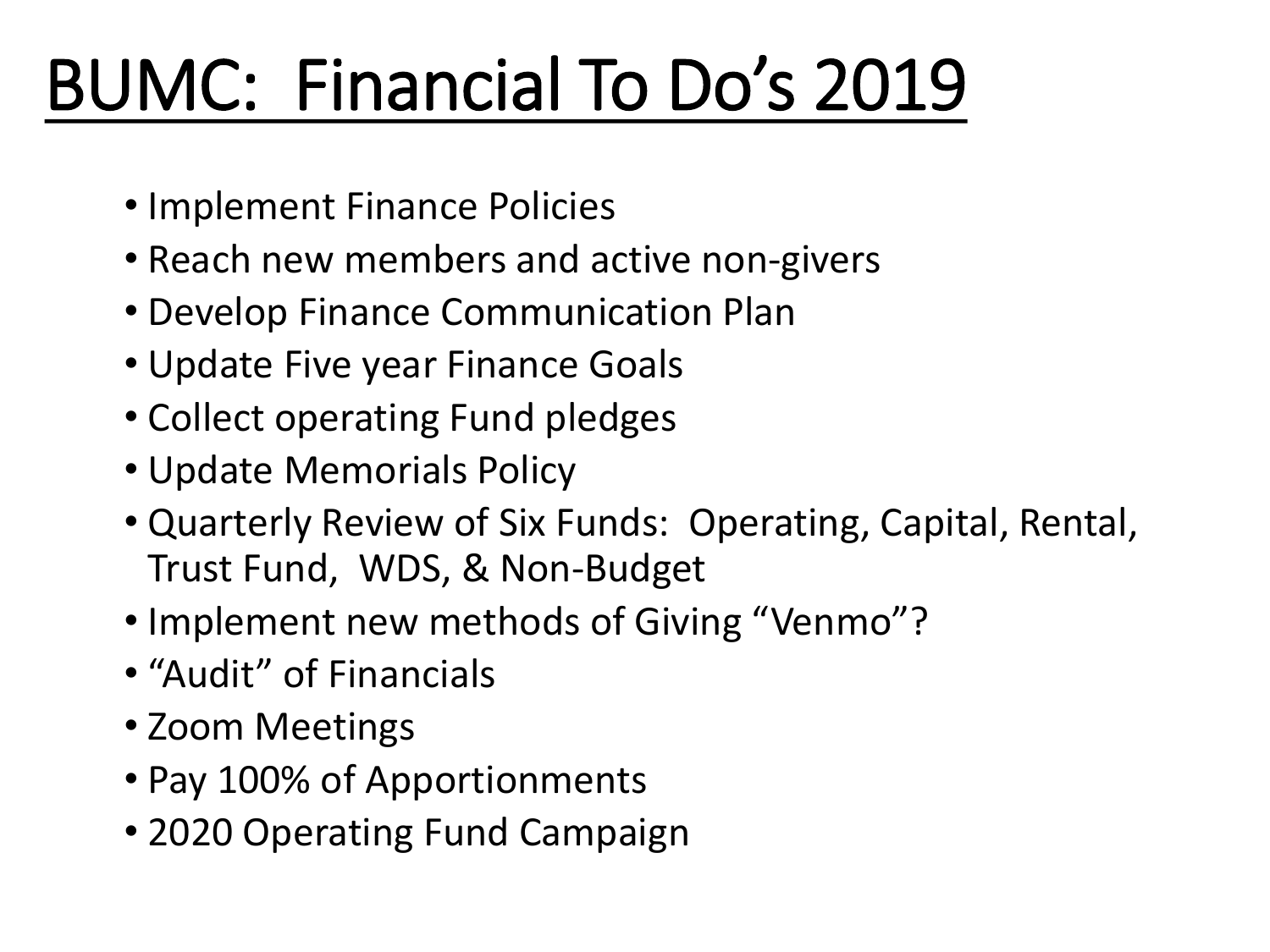# BUMC:  Financial To Do's 2019

- Implement Finance Policies
- Reach new members and active non-givers
- Develop Finance Communication Plan
- Update Five year Finance Goals
- Collect operating Fund pledges
- Update Memorials Policy
- Quarterly Review of Six Funds:  Operating, Capital, Rental, Trust Fund,  WDS, & Non-Budget
- Implement new methods of Giving "Venmo"?
- "Audit" of Financials
- Zoom Meetings
- Pay 100% of Apportionments
- 2020 Operating Fund Campaign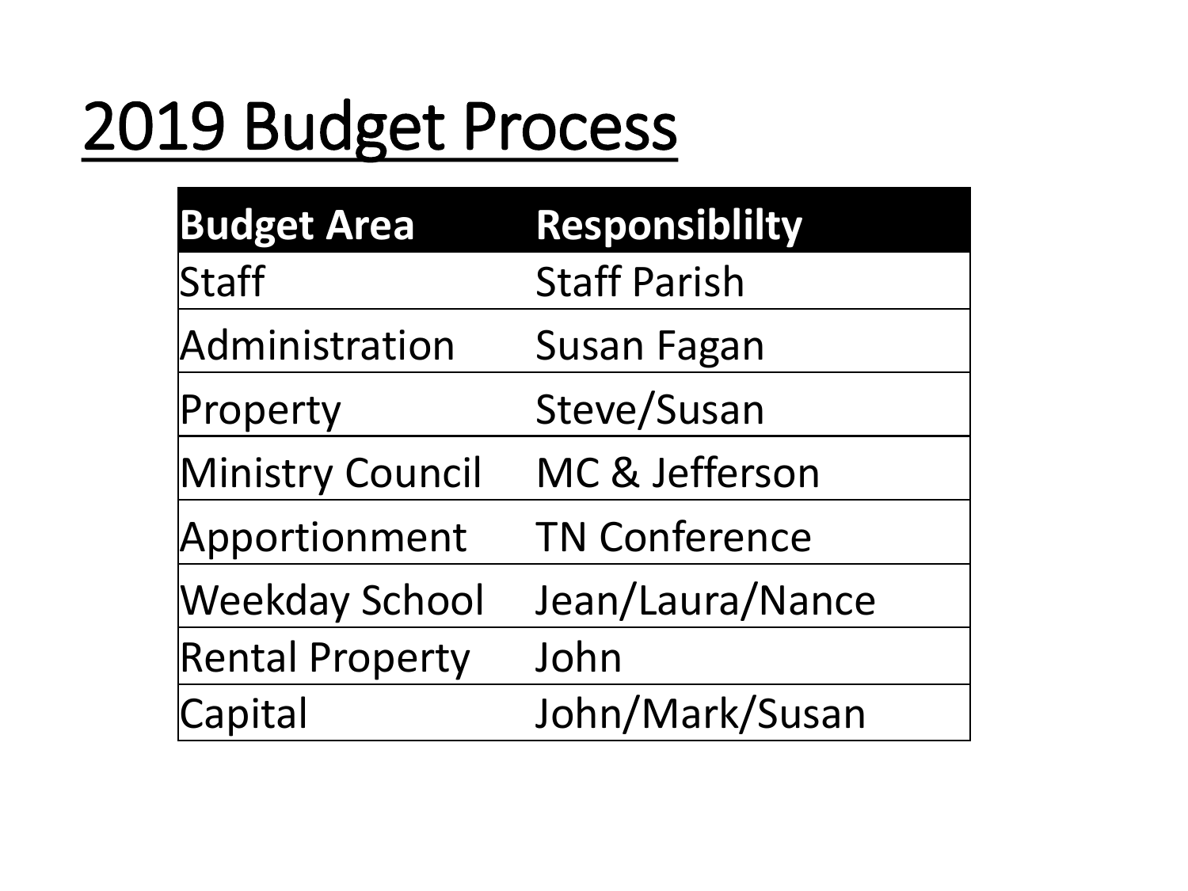# 2019 Budget Process

| Budget Area | Responsiblilty |
| --- | --- |
| Staff | Staff Parish |
| Administration | Susan Fagan |
| Property | Steve/Susan |
| Ministry Council | MC & Jefferson |
| Apportionment | TN Conference |
| Weekday School | Jean/Laura/Nance |
| Rental Property | John |
| Capital | John/Mark/Susan |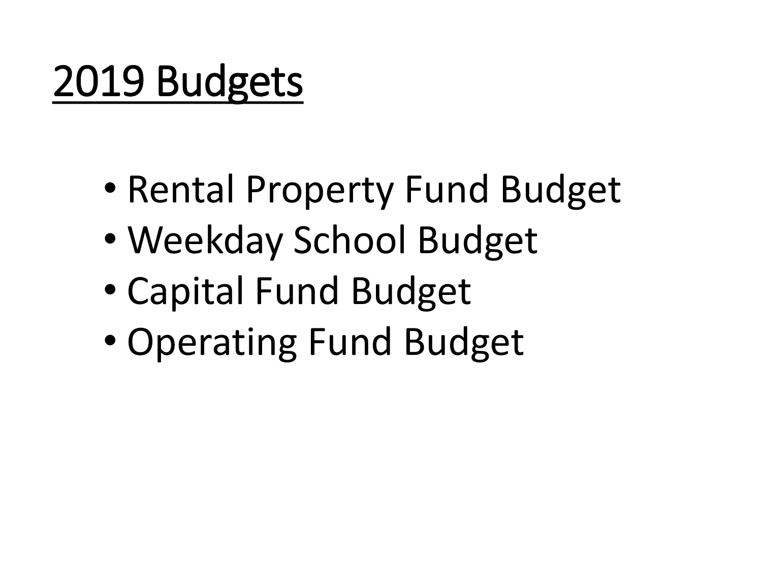# 2019 Budgets

- Rental Property Fund Budget
- Weekday School Budget
- Capital Fund Budget
- Operating Fund Budget